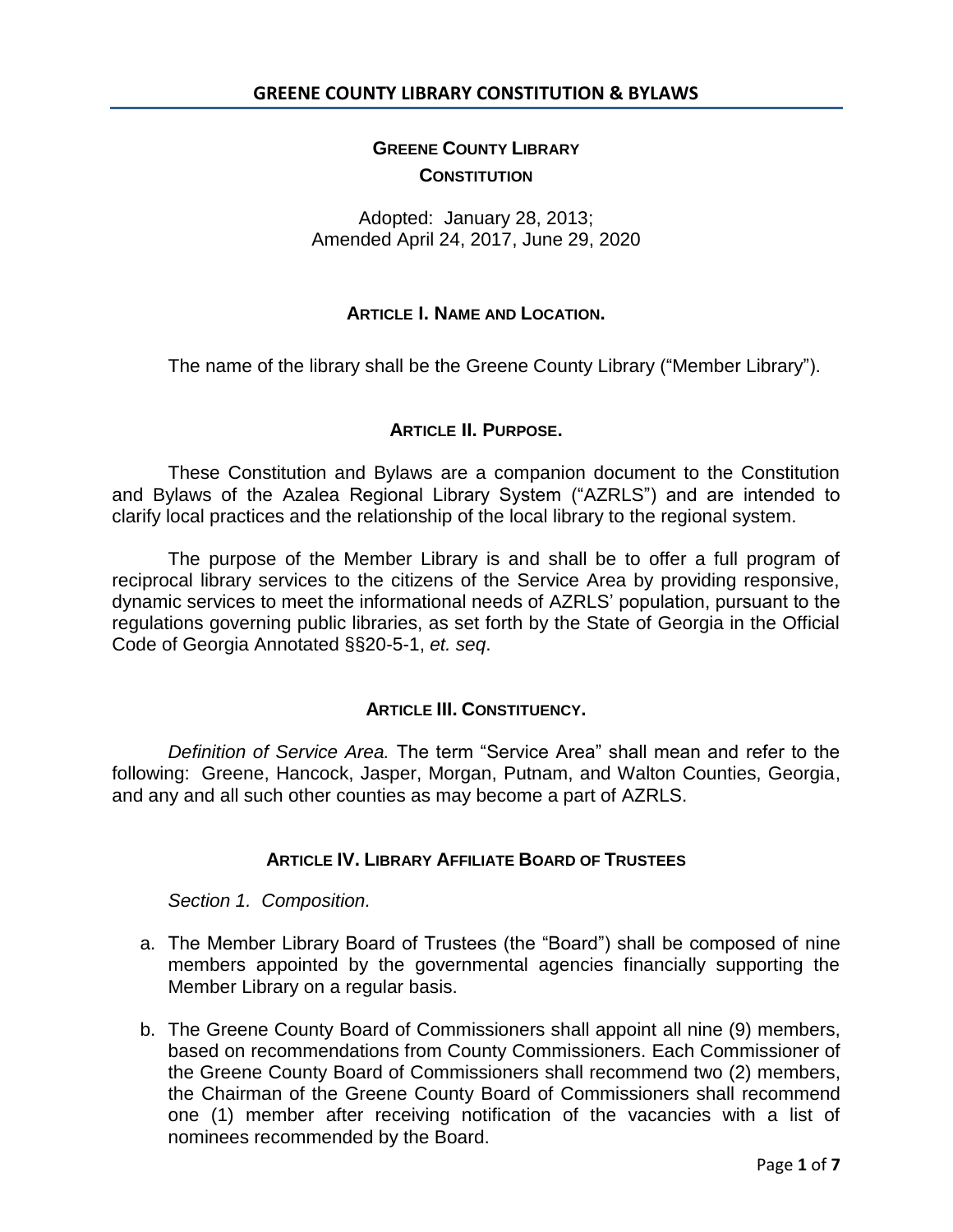# GREENE COUNTY LIBRARY CONSTITUTION & BYLAWS

## GREENE COUNTY LIBRARY
## CONSTITUTION

Adopted: January 28, 2013;
Amended April 24, 2017, June 29, 2020

### ARTICLE I. NAME AND LOCATION.

The name of the library shall be the Greene County Library ("Member Library").

### ARTICLE II. PURPOSE.

These Constitution and Bylaws are a companion document to the Constitution and Bylaws of the Azalea Regional Library System ("AZRLS") and are intended to clarify local practices and the relationship of the local library to the regional system.

The purpose of the Member Library is and shall be to offer a full program of reciprocal library services to the citizens of the Service Area by providing responsive, dynamic services to meet the informational needs of AZRLS' population, pursuant to the regulations governing public libraries, as set forth by the State of Georgia in the Official Code of Georgia Annotated §§20-5-1, *et. seq*.

### ARTICLE III. CONSTITUENCY.

*Definition of Service Area.* The term "Service Area" shall mean and refer to the following: Greene, Hancock, Jasper, Morgan, Putnam, and Walton Counties, Georgia, and any and all such other counties as may become a part of AZRLS.

### ARTICLE IV. LIBRARY AFFILIATE BOARD OF TRUSTEES

*Section 1. Composition.*

a. The Member Library Board of Trustees (the "Board") shall be composed of nine members appointed by the governmental agencies financially supporting the Member Library on a regular basis.

b. The Greene County Board of Commissioners shall appoint all nine (9) members, based on recommendations from County Commissioners. Each Commissioner of the Greene County Board of Commissioners shall recommend two (2) members, the Chairman of the Greene County Board of Commissioners shall recommend one (1) member after receiving notification of the vacancies with a list of nominees recommended by the Board.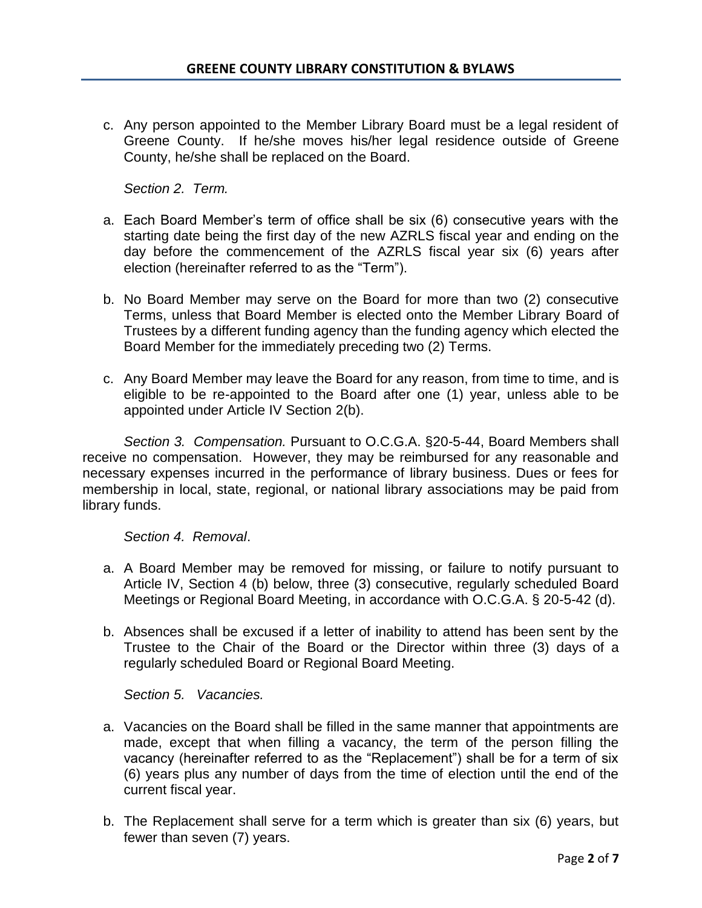c. Any person appointed to the Member Library Board must be a legal resident of Greene County. If he/she moves his/her legal residence outside of Greene County, he/she shall be replaced on the Board.

*Section 2. Term.*

a. Each Board Member's term of office shall be six (6) consecutive years with the starting date being the first day of the new AZRLS fiscal year and ending on the day before the commencement of the AZRLS fiscal year six (6) years after election (hereinafter referred to as the "Term").

b. No Board Member may serve on the Board for more than two (2) consecutive Terms, unless that Board Member is elected onto the Member Library Board of Trustees by a different funding agency than the funding agency which elected the Board Member for the immediately preceding two (2) Terms.

c. Any Board Member may leave the Board for any reason, from time to time, and is eligible to be re-appointed to the Board after one (1) year, unless able to be appointed under Article IV Section 2(b).

*Section 3. Compensation.* Pursuant to O.C.G.A. §20-5-44, Board Members shall receive no compensation. However, they may be reimbursed for any reasonable and necessary expenses incurred in the performance of library business. Dues or fees for membership in local, state, regional, or national library associations may be paid from library funds.

*Section 4. Removal*.

a. A Board Member may be removed for missing, or failure to notify pursuant to Article IV, Section 4 (b) below, three (3) consecutive, regularly scheduled Board Meetings or Regional Board Meeting, in accordance with O.C.G.A. § 20-5-42 (d).

b. Absences shall be excused if a letter of inability to attend has been sent by the Trustee to the Chair of the Board or the Director within three (3) days of a regularly scheduled Board or Regional Board Meeting.

*Section 5. Vacancies.*

a. Vacancies on the Board shall be filled in the same manner that appointments are made, except that when filling a vacancy, the term of the person filling the vacancy (hereinafter referred to as the "Replacement") shall be for a term of six (6) years plus any number of days from the time of election until the end of the current fiscal year.

b. The Replacement shall serve for a term which is greater than six (6) years, but fewer than seven (7) years.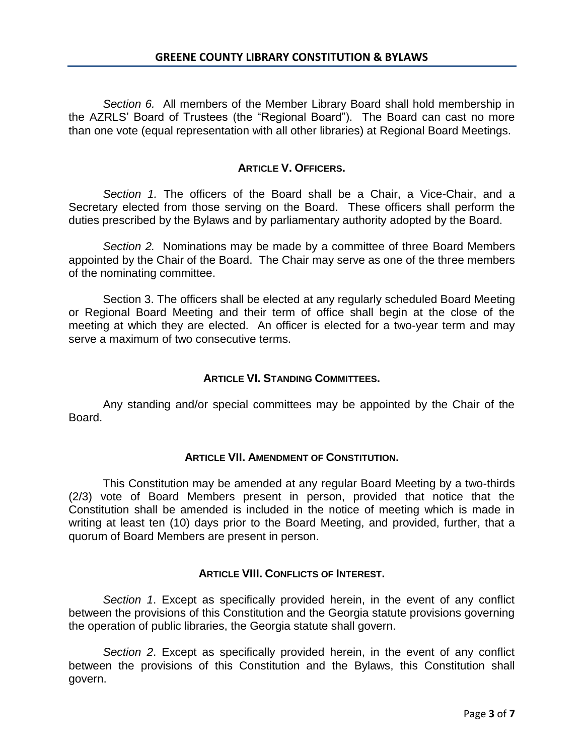*Section 6.* All members of the Member Library Board shall hold membership in the AZRLS' Board of Trustees (the "Regional Board"). The Board can cast no more than one vote (equal representation with all other libraries) at Regional Board Meetings.

## ARTICLE V. OFFICERS.

*Section 1.* The officers of the Board shall be a Chair, a Vice-Chair, and a Secretary elected from those serving on the Board. These officers shall perform the duties prescribed by the Bylaws and by parliamentary authority adopted by the Board.

*Section 2.* Nominations may be made by a committee of three Board Members appointed by the Chair of the Board. The Chair may serve as one of the three members of the nominating committee.

Section 3. The officers shall be elected at any regularly scheduled Board Meeting or Regional Board Meeting and their term of office shall begin at the close of the meeting at which they are elected. An officer is elected for a two-year term and may serve a maximum of two consecutive terms.

## ARTICLE VI. STANDING COMMITTEES.

Any standing and/or special committees may be appointed by the Chair of the Board.

## ARTICLE VII. AMENDMENT OF CONSTITUTION.

This Constitution may be amended at any regular Board Meeting by a two-thirds (2/3) vote of Board Members present in person, provided that notice that the Constitution shall be amended is included in the notice of meeting which is made in writing at least ten (10) days prior to the Board Meeting, and provided, further, that a quorum of Board Members are present in person.

## ARTICLE VIII. CONFLICTS OF INTEREST.

*Section 1*. Except as specifically provided herein, in the event of any conflict between the provisions of this Constitution and the Georgia statute provisions governing the operation of public libraries, the Georgia statute shall govern.

*Section 2*. Except as specifically provided herein, in the event of any conflict between the provisions of this Constitution and the Bylaws, this Constitution shall govern.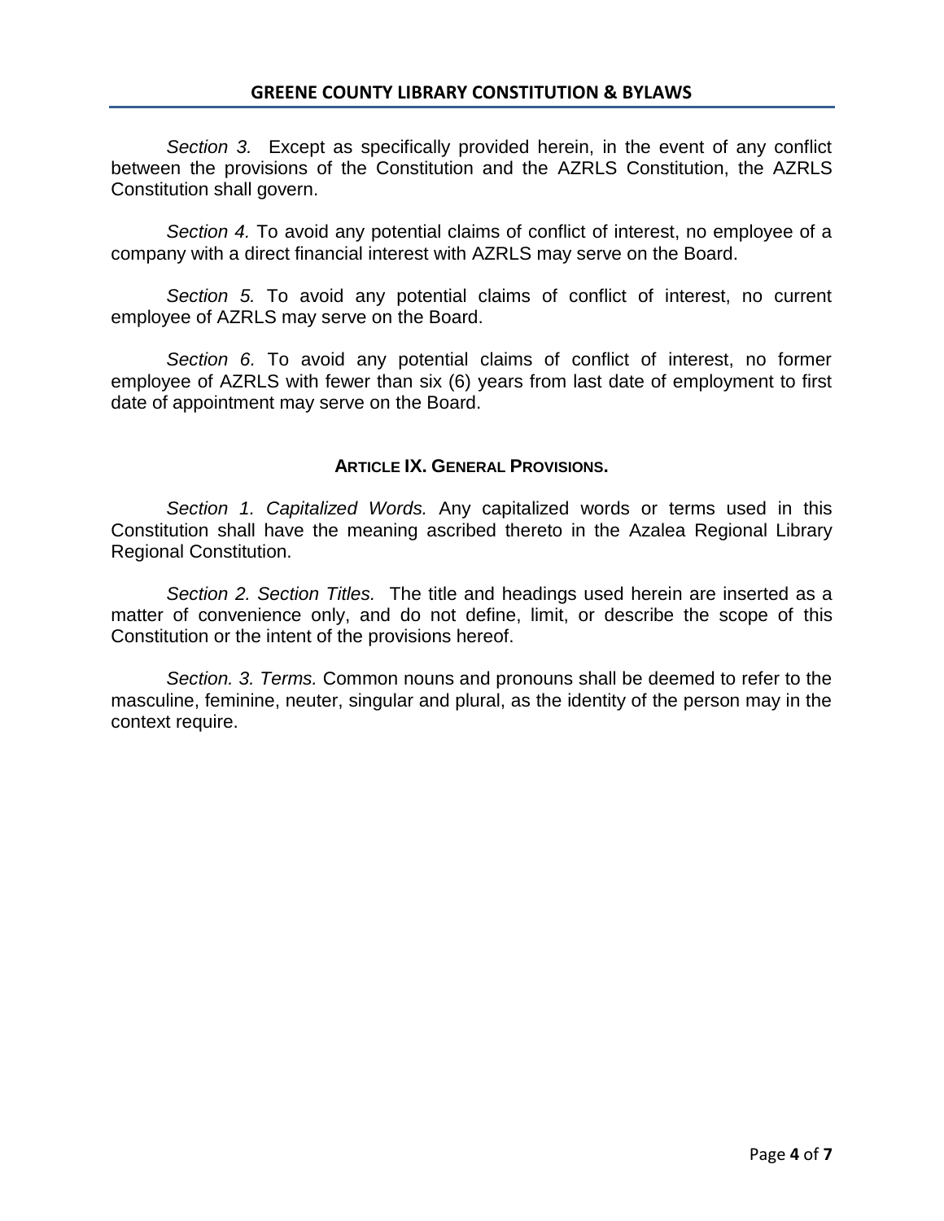*Section 3.* Except as specifically provided herein, in the event of any conflict between the provisions of the Constitution and the AZRLS Constitution, the AZRLS Constitution shall govern.

*Section 4.* To avoid any potential claims of conflict of interest, no employee of a company with a direct financial interest with AZRLS may serve on the Board.

*Section 5.* To avoid any potential claims of conflict of interest, no current employee of AZRLS may serve on the Board.

*Section 6.* To avoid any potential claims of conflict of interest, no former employee of AZRLS with fewer than six (6) years from last date of employment to first date of appointment may serve on the Board.

## ARTICLE IX. GENERAL PROVISIONS.

*Section 1. Capitalized Words.* Any capitalized words or terms used in this Constitution shall have the meaning ascribed thereto in the Azalea Regional Library Regional Constitution.

*Section 2. Section Titles.* The title and headings used herein are inserted as a matter of convenience only, and do not define, limit, or describe the scope of this Constitution or the intent of the provisions hereof.

*Section. 3. Terms.* Common nouns and pronouns shall be deemed to refer to the masculine, feminine, neuter, singular and plural, as the identity of the person may in the context require.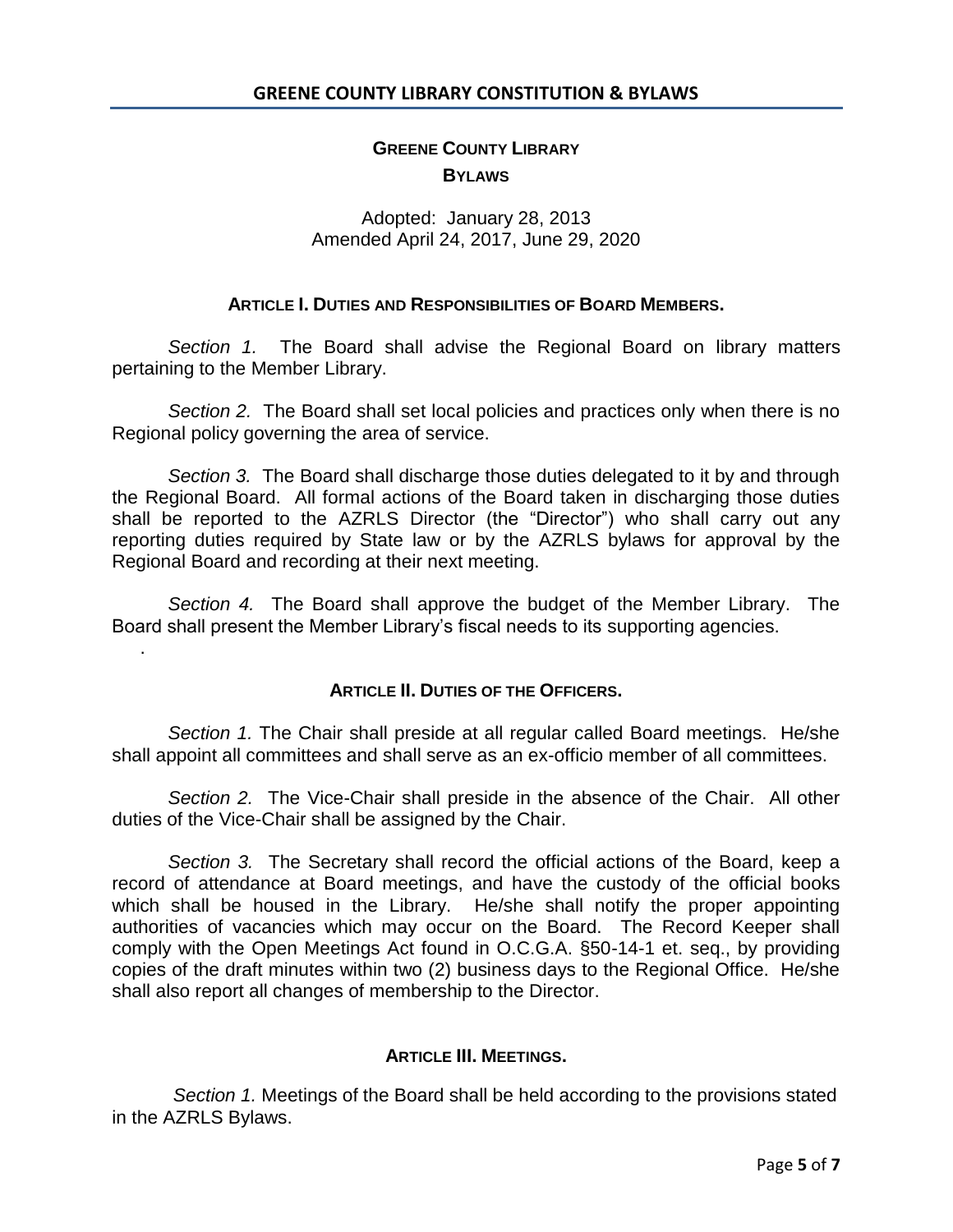# GREENE COUNTY LIBRARY

## BYLAWS

Adopted: January 28, 2013
Amended April 24, 2017, June 29, 2020

### ARTICLE I. DUTIES AND RESPONSIBILITIES OF BOARD MEMBERS.

*Section 1.* The Board shall advise the Regional Board on library matters pertaining to the Member Library.

*Section 2.* The Board shall set local policies and practices only when there is no Regional policy governing the area of service.

*Section 3.* The Board shall discharge those duties delegated to it by and through the Regional Board. All formal actions of the Board taken in discharging those duties shall be reported to the AZRLS Director (the "Director") who shall carry out any reporting duties required by State law or by the AZRLS bylaws for approval by the Regional Board and recording at their next meeting.

*Section 4.* The Board shall approve the budget of the Member Library. The Board shall present the Member Library's fiscal needs to its supporting agencies.

.

### ARTICLE II. DUTIES OF THE OFFICERS.

*Section 1.* The Chair shall preside at all regular called Board meetings. He/she shall appoint all committees and shall serve as an ex-officio member of all committees.

*Section 2.* The Vice-Chair shall preside in the absence of the Chair. All other duties of the Vice-Chair shall be assigned by the Chair.

*Section 3.* The Secretary shall record the official actions of the Board, keep a record of attendance at Board meetings, and have the custody of the official books which shall be housed in the Library. He/she shall notify the proper appointing authorities of vacancies which may occur on the Board. The Record Keeper shall comply with the Open Meetings Act found in O.C.G.A. §50-14-1 et. seq., by providing copies of the draft minutes within two (2) business days to the Regional Office. He/she shall also report all changes of membership to the Director.

### ARTICLE III. MEETINGS.

*Section 1.* Meetings of the Board shall be held according to the provisions stated in the AZRLS Bylaws.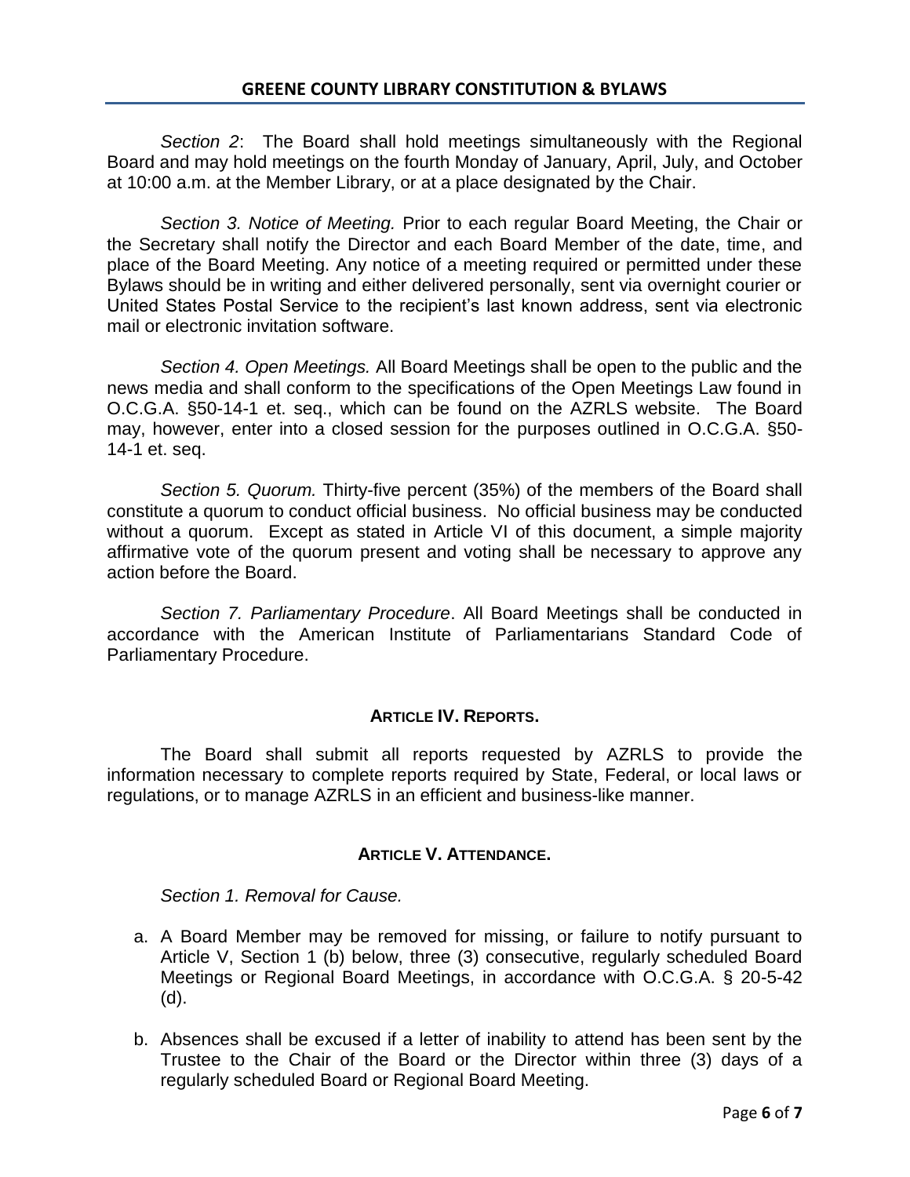*Section 2*: The Board shall hold meetings simultaneously with the Regional Board and may hold meetings on the fourth Monday of January, April, July, and October at 10:00 a.m. at the Member Library, or at a place designated by the Chair.

*Section 3. Notice of Meeting.* Prior to each regular Board Meeting, the Chair or the Secretary shall notify the Director and each Board Member of the date, time, and place of the Board Meeting. Any notice of a meeting required or permitted under these Bylaws should be in writing and either delivered personally, sent via overnight courier or United States Postal Service to the recipient's last known address, sent via electronic mail or electronic invitation software.

*Section 4. Open Meetings.* All Board Meetings shall be open to the public and the news media and shall conform to the specifications of the Open Meetings Law found in O.C.G.A. §50-14-1 et. seq., which can be found on the AZRLS website. The Board may, however, enter into a closed session for the purposes outlined in O.C.G.A. §50-14-1 et. seq.

*Section 5. Quorum.* Thirty-five percent (35%) of the members of the Board shall constitute a quorum to conduct official business. No official business may be conducted without a quorum. Except as stated in Article VI of this document, a simple majority affirmative vote of the quorum present and voting shall be necessary to approve any action before the Board.

*Section 7. Parliamentary Procedure*. All Board Meetings shall be conducted in accordance with the American Institute of Parliamentarians Standard Code of Parliamentary Procedure.

## ARTICLE IV. REPORTS.

The Board shall submit all reports requested by AZRLS to provide the information necessary to complete reports required by State, Federal, or local laws or regulations, or to manage AZRLS in an efficient and business-like manner.

## ARTICLE V. ATTENDANCE.

*Section 1. Removal for Cause.*

a. A Board Member may be removed for missing, or failure to notify pursuant to Article V, Section 1 (b) below, three (3) consecutive, regularly scheduled Board Meetings or Regional Board Meetings, in accordance with O.C.G.A. § 20-5-42 (d).

b. Absences shall be excused if a letter of inability to attend has been sent by the Trustee to the Chair of the Board or the Director within three (3) days of a regularly scheduled Board or Regional Board Meeting.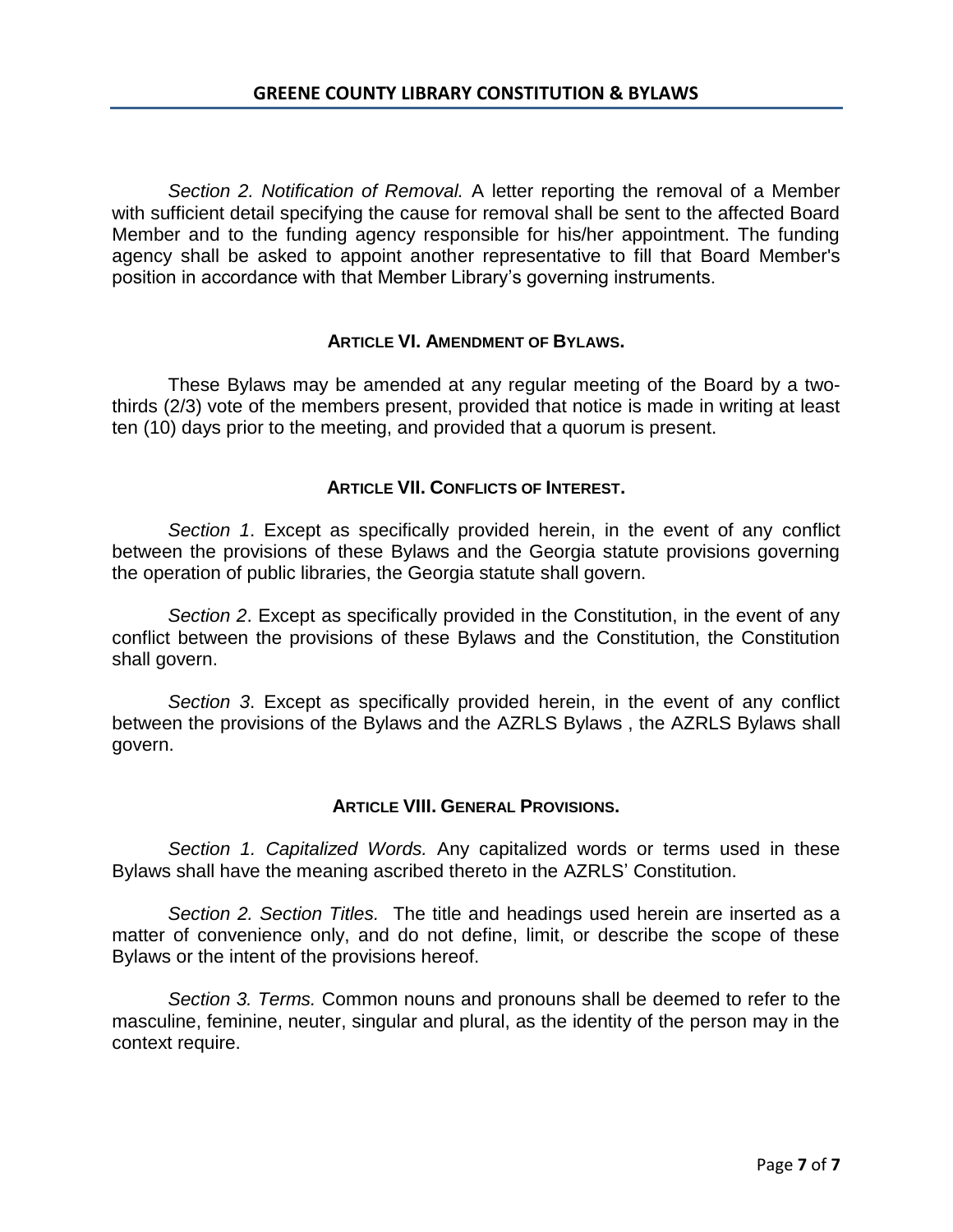*Section 2. Notification of Removal.* A letter reporting the removal of a Member with sufficient detail specifying the cause for removal shall be sent to the affected Board Member and to the funding agency responsible for his/her appointment. The funding agency shall be asked to appoint another representative to fill that Board Member's position in accordance with that Member Library's governing instruments.

## ARTICLE VI. AMENDMENT OF BYLAWS.

These Bylaws may be amended at any regular meeting of the Board by a two-thirds (2/3) vote of the members present, provided that notice is made in writing at least ten (10) days prior to the meeting, and provided that a quorum is present.

## ARTICLE VII. CONFLICTS OF INTEREST.

*Section 1*. Except as specifically provided herein, in the event of any conflict between the provisions of these Bylaws and the Georgia statute provisions governing the operation of public libraries, the Georgia statute shall govern.

*Section 2*. Except as specifically provided in the Constitution, in the event of any conflict between the provisions of these Bylaws and the Constitution, the Constitution shall govern.

*Section 3*. Except as specifically provided herein, in the event of any conflict between the provisions of the Bylaws and the AZRLS Bylaws , the AZRLS Bylaws shall govern.

## ARTICLE VIII. GENERAL PROVISIONS.

*Section 1. Capitalized Words.* Any capitalized words or terms used in these Bylaws shall have the meaning ascribed thereto in the AZRLS' Constitution.

*Section 2. Section Titles.* The title and headings used herein are inserted as a matter of convenience only, and do not define, limit, or describe the scope of these Bylaws or the intent of the provisions hereof.

*Section 3. Terms.* Common nouns and pronouns shall be deemed to refer to the masculine, feminine, neuter, singular and plural, as the identity of the person may in the context require.